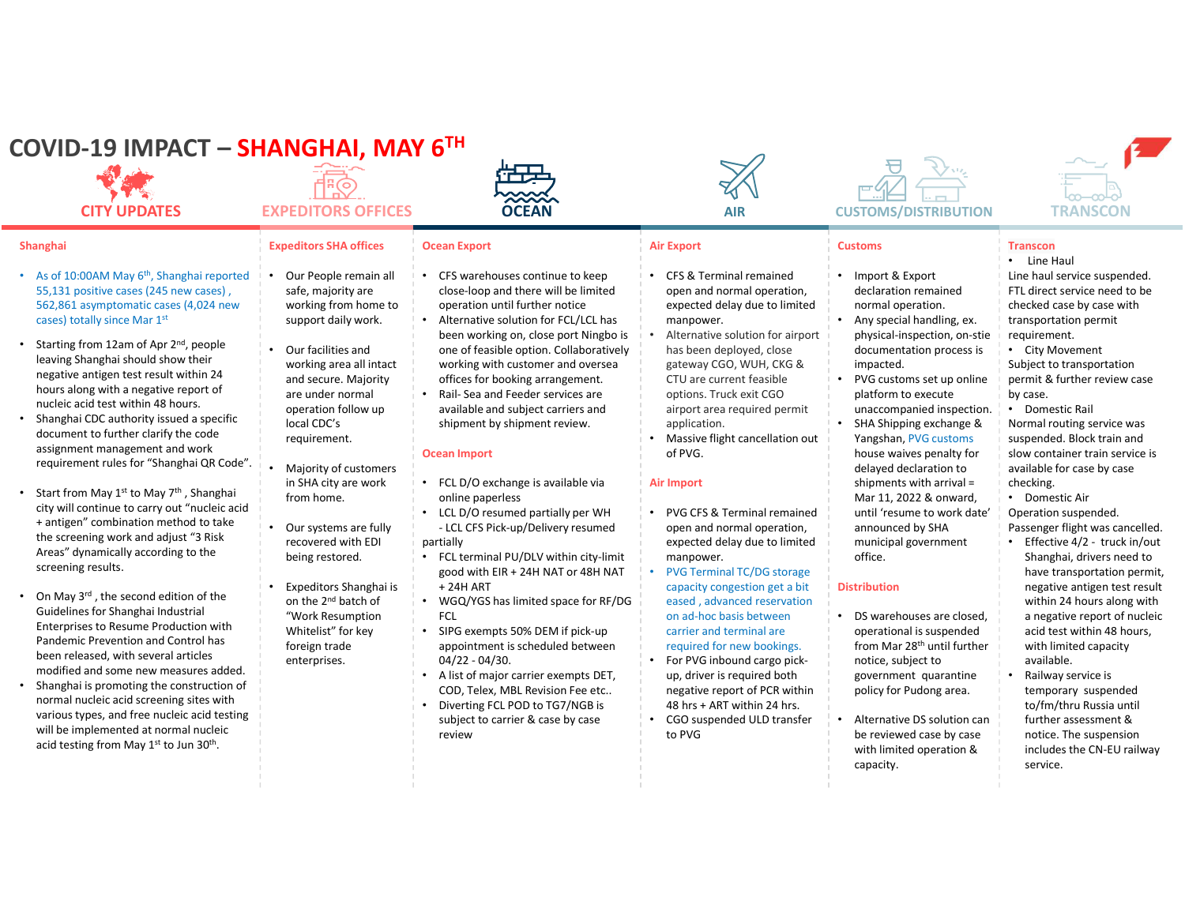# COVID-19 IMPACT – SHANGHAI, MAY 6TH

## CITY UPDATES

### Shanghai

- As of 10:00AM May 6th, Shanghai reported 55,131 positive cases (245 new cases) , 562,861 asymptomatic cases (4,024 new cases) totally since Mar 1st
- Starting from 12am of Apr 2nd, people leaving Shanghai should show their negative antigen test result within 24 hours along with a negative report of nucleic acid test within 48 hours.
- Shanghai CDC authority issued a specific document to further clarify the code assignment management and work requirement rules for "Shanghai QR Code".
- Start from May 1st to May 7th , Shanghai city will continue to carry out "nucleic acid + antigen" combination method to take the screening work and adjust "3 Risk Areas" dynamically according to the screening results.
- On May 3rd , the second edition of the Guidelines for Shanghai Industrial Enterprises to Resume Production with Pandemic Prevention and Control has been released, with several articles modified and some new measures added.
- Shanghai is promoting the construction of normal nucleic acid screening sites with various types, and free nucleic acid testing will be implemented at normal nucleic acid testing from May 1st to Jun 30th.

## EXPEDITORS OFFICES

### Expeditors SHA offices

- Our People remain all safe, majority are working from home to support daily work.
- Our facilities and working area all intact and secure. Majority are under normal operation follow up local CDC's requirement.
- Majority of customers in SHA city are work from home.
- Our systems are fully recovered with EDI being restored.
- Expeditors Shanghai is on the 2nd batch of "Work Resumption Whitelist" for key foreign trade enterprises.

## OCEAN

### Ocean Export

- CFS warehouses continue to keep close-loop and there will be limited operation until further notice
- Alternative solution for FCL/LCL has been working on, close port Ningbo is one of feasible option. Collaboratively working with customer and oversea offices for booking arrangement.
- Rail- Sea and Feeder services are available and subject carriers and shipment by shipment review.

### Ocean Import

- FCL D/O exchange is available via online paperless
- LCL D/O resumed partially per WH - LCL CFS Pick-up/Delivery resumed partially
- FCL terminal PU/DLV within city-limit good with EIR + 24H NAT or 48H NAT + 24H ART
- WGQ/YGS has limited space for RF/DG FCL
- SIPG exempts 50% DEM if pick-up appointment is scheduled between 04/22 - 04/30.
- A list of major carrier exempts DET, COD, Telex, MBL Revision Fee etc..
- Diverting FCL POD to TG7/NGB is subject to carrier & case by case review

## AIR

### Air Export

- CFS & Terminal remained open and normal operation, expected delay due to limited manpower.
- Alternative solution for airport has been deployed, close gateway CGO, WUH, CKG & CTU are current feasible options. Truck exit CGO airport area required permit application.
- Massive flight cancellation out of PVG.

### Air Import

- PVG CFS & Terminal remained open and normal operation, expected delay due to limited manpower.
- PVG Terminal TC/DG storage capacity congestion get a bit eased , advanced reservation on ad-hoc basis between carrier and terminal are required for new bookings.
- For PVG inbound cargo pick-up, driver is required both negative report of PCR within 48 hrs + ART within 24 hrs.
- CGO suspended ULD transfer to PVG

## CUSTOMS/DISTRIBUTION

### Customs

- Import & Export declaration remained normal operation.
- Any special handling, ex. physical-inspection, on-stie documentation process is impacted.
- PVG customs set up online platform to execute unaccompanied inspection.
- SHA Shipping exchange & Yangshan, PVG customs house waives penalty for delayed declaration to shipments with arrival = Mar 11, 2022 & onward, until 'resume to work date' announced by SHA municipal government office.

### Distribution

- DS warehouses are closed, operational is suspended from Mar 28th until further notice, subject to government quarantine policy for Pudong area.
- Alternative DS solution can be reviewed case by case with limited operation & capacity.

## TRANSCON

### Transcon

- Line Haul

Line haul service suspended. FTL direct service need to be checked case by case with transportation permit requirement.

- City Movement

Subject to transportation permit & further review case by case.

- Domestic Rail

Normal routing service was suspended. Block train and slow container train service is available for case by case checking.

- Domestic Air

Operation suspended. Passenger flight was cancelled.

- Effective 4/2 - truck in/out Shanghai, drivers need to have transportation permit, negative antigen test result within 24 hours along with a negative report of nucleic acid test within 48 hours, with limited capacity available.
- Railway service is temporary suspended to/fm/thru Russia until further assessment & notice. The suspension includes the CN-EU railway service.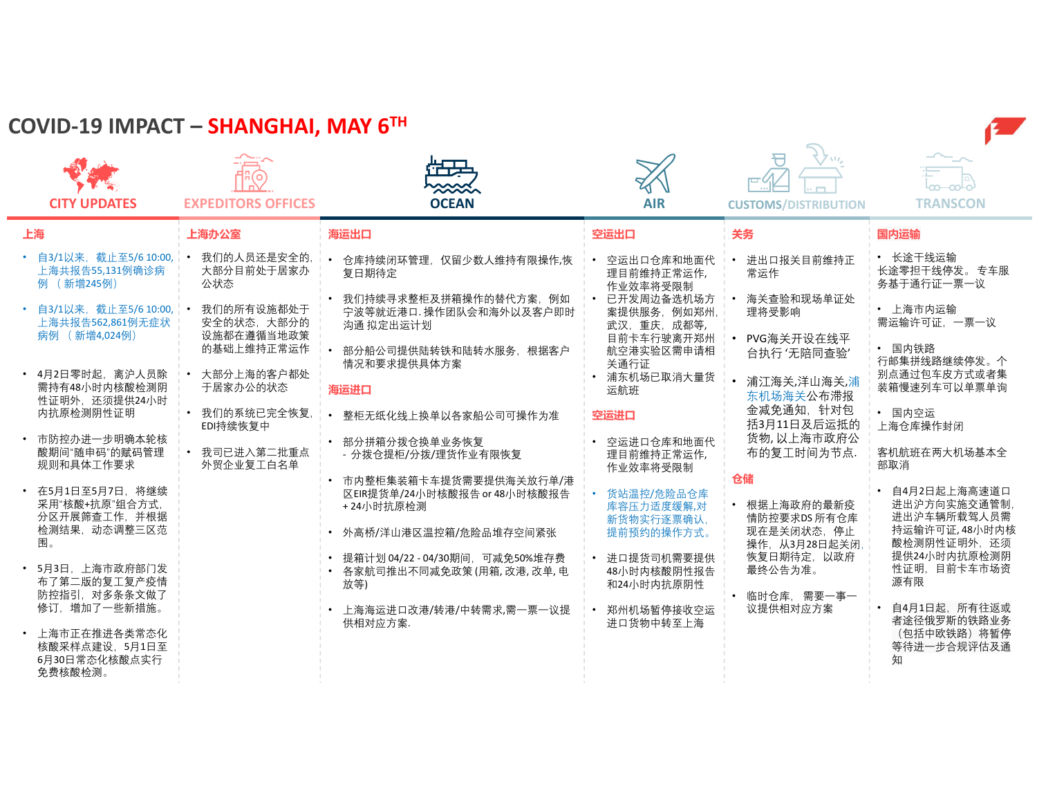# COVID-19 IMPACT – SHANGHAI, MAY 6TH

## CITY UPDATES

### 上海

- 自3/1以来，截止至5/6 10:00，上海共报告55,131例确诊病例 （新增245例）
- 自3/1以来，截止至5/6 10:00，上海共报告562,861例无症状病例 （新增4,024例）
- 4月2日零时起，离沪人员除需持有48小时内核酸检测阴性证明外，还须提供24小时内抗原检测阴性证明
- 市防控办进一步明确本轮核酸期间"随申码"的赋码管理规则和具体工作要求
- 在5月1日至5月7日，将继续采用"核酸+抗原"组合方式，分区开展筛查工作，并根据检测结果，动态调整三区范围。
- 5月3日，上海市政府部门发布了第二版的复工复产疫情防控指引，对多条条文做了修订，增加了一些新措施。
- 上海市正在推进各类常态化核酸采样点建设，5月1日至6月30日常态化核酸点实行免费核酸检测。

## EXPEDITORS OFFICES

### 上海办公室

- 我们的人员还是安全的，大部分目前处于居家办公状态
- 我们的所有设施都处于安全的状态，大部分的设施都在遵循当地政策的基础上维持正常运作
- 大部分上海的客户都处于居家办公的状态
- 我们的系统已完全恢复，EDI持续恢复中
- 我司已进入第二批重点外贸企业复工白名单

## OCEAN

### 海运出口

- 仓库持续闭环管理，仅留少数人维持有限操作，恢复日期待定
- 我们持续寻求整柜及拼箱操作的替代方案，例如宁波等就近港口. 操作团队会和海外以及客户即时沟通 拟定出运计划
- 部分船公司提供陆转铁和陆转水服务，根据客户情况和要求提供具体方案

### 海运进口

- 整柜无纸化线上换单以各家船公司可操作为准
- 部分拼箱分拨仓换单业务恢复
  - 分拨仓提柜/分拨/理货作业有限恢复
- 市内整柜集装箱卡车提货需要提供海关放行单/港区EIR提货单/24小时核酸报告 or 48小时核酸报告 + 24小时抗原检测
- 外高桥/洋山港区温控箱/危险品堆存空间紧张
- 提箱计划 04/22 - 04/30期间，可减免50%堆存费
- 各家航司推出不同减免政策 (用箱, 改港, 改单, 电放等)
- 上海海运进口改港/转港/中转需求,需一票一议提供相对应方案.

## AIR

### 空运出口

- 空运出口仓库和地面代理目前维持正常运作，作业效率将受限制
- 已开发周边备选机场方案提供服务，例如郑州，武汉，重庆，成都等，目前卡车行驶离开郑州航空港实验区需申请相关通行证
- 浦东机场已取消大量货运航班

### 空运进口

- 空运进口仓库和地面代理目前维持正常运作，作业效率将受限制
- 货站温控/危险品仓库库容压力适度缓解,对新货物实行逐票确认，提前预约的操作方式。
- 进口提货司机需要提供48小时内核酸阴性报告和24小时内抗原阴性
- 郑州机场暂停接收空运进口货物中转至上海

## CUSTOMS/DISTRIBUTION

### 关务

- 进出口报关目前维持正常运作
- 海关查验和现场单证处理将受影响
- PVG海关开设在线平台执行'无陪同查验'
- 浦江海关,洋山海关,浦东机场海关公布滞报金减免通知，针对包括3月11日及后运抵的货物, 以上海市政府公布的复工时间为节点.

### 仓储

- 根据上海政府的最新疫情防控要求DS所有仓库现在是关闭状态，停止操作，从3月28日起关闭，恢复日期待定，以政府最终公告为准。
- 临时仓库，需要一事一议提供相对应方案

## TRANSCON

### 国内运输

- 长途干线运输
  长途零担干线停发。专车服务基于通行证一票一议
- 上海市内运输
  需运输许可证，一票一议
- 国内铁路
  行邮集拼线路继续停发。个别点通过包车皮方式或者集装箱慢速列车可以单票单询
- 国内空运
  上海仓库操作封闭

  客机航班在两大机场基本全部取消
- 自4月2日起上海高速道口进出沪方向实施交通管制，进出沪车辆所载驾人员需持运输许可证，48小时内核酸检测阴性证明外，还须提供24小时内抗原检测阴性证明，目前卡车市场资源有限
- 自4月1日起，所有往返或者途径俄罗斯的铁路业务（包括中欧铁路）将暂停等待进一步合规评估及通知